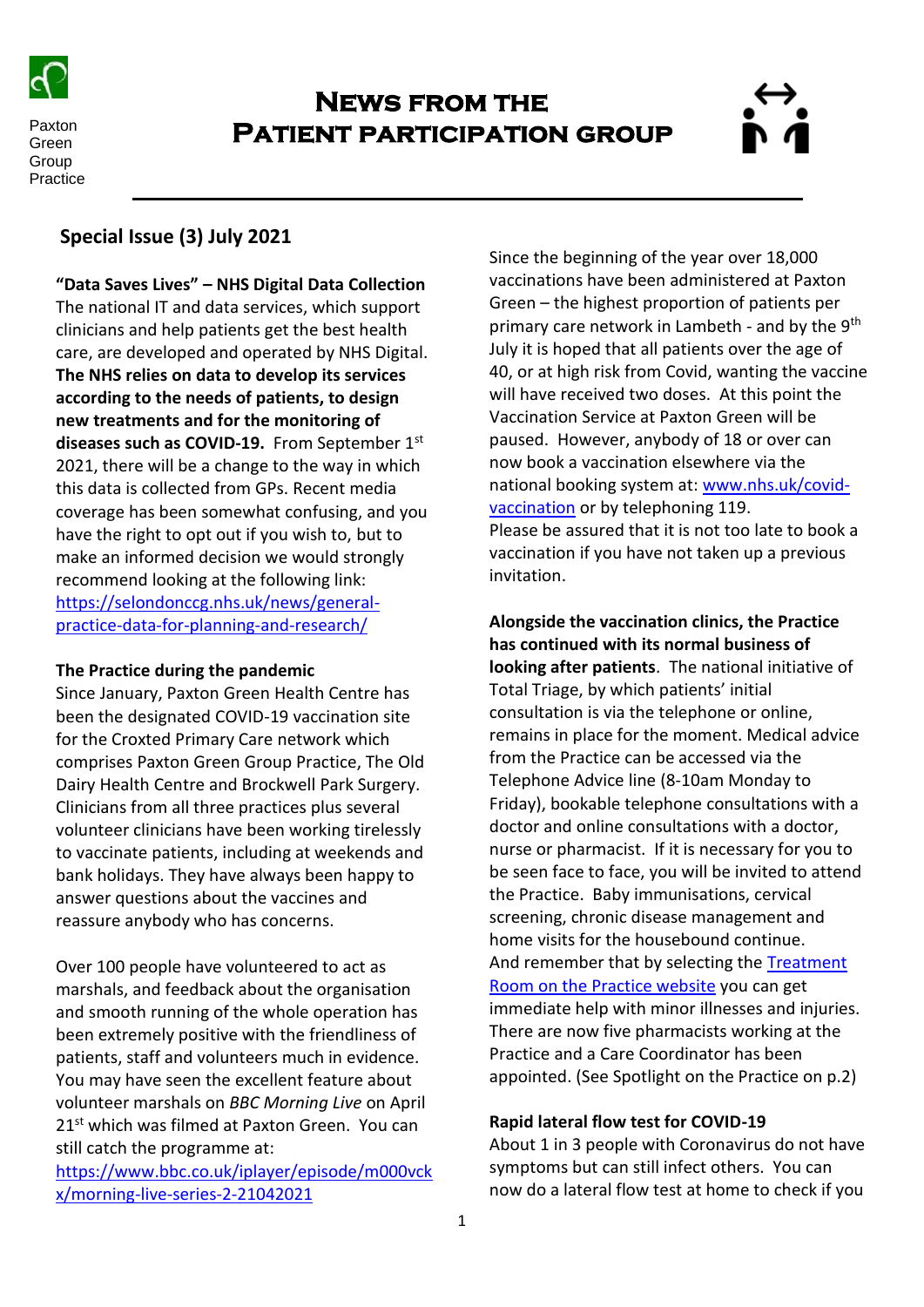Paxton Green Group Practice

# NEWS FROM THE PATIENT PARTICIPATION GROUP

## Special Issue (3) July 2021

**"Data Saves Lives" – NHS Digital Data Collection**
The national IT and data services, which support clinicians and help patients get the best health care, are developed and operated by NHS Digital. **The NHS relies on data to develop its services according to the needs of patients, to design new treatments and for the monitoring of diseases such as COVID-19.** From September 1st 2021, there will be a change to the way in which this data is collected from GPs. Recent media coverage has been somewhat confusing, and you have the right to opt out if you wish to, but to make an informed decision we would strongly recommend looking at the following link: https://selondonccg.nhs.uk/news/general-practice-data-for-planning-and-research/

**The Practice during the pandemic**
Since January, Paxton Green Health Centre has been the designated COVID-19 vaccination site for the Croxted Primary Care network which comprises Paxton Green Group Practice, The Old Dairy Health Centre and Brockwell Park Surgery. Clinicians from all three practices plus several volunteer clinicians have been working tirelessly to vaccinate patients, including at weekends and bank holidays. They have always been happy to answer questions about the vaccines and reassure anybody who has concerns.

Over 100 people have volunteered to act as marshals, and feedback about the organisation and smooth running of the whole operation has been extremely positive with the friendliness of patients, staff and volunteers much in evidence. You may have seen the excellent feature about volunteer marshals on *BBC Morning Live* on April 21st which was filmed at Paxton Green. You can still catch the programme at: https://www.bbc.co.uk/iplayer/episode/m000vckx/morning-live-series-2-21042021

Since the beginning of the year over 18,000 vaccinations have been administered at Paxton Green – the highest proportion of patients per primary care network in Lambeth - and by the 9th July it is hoped that all patients over the age of 40, or at high risk from Covid, wanting the vaccine will have received two doses. At this point the Vaccination Service at Paxton Green will be paused. However, anybody of 18 or over can now book a vaccination elsewhere via the national booking system at: www.nhs.uk/covid-vaccination or by telephoning 119.
Please be assured that it is not too late to book a vaccination if you have not taken up a previous invitation.

**Alongside the vaccination clinics, the Practice has continued with its normal business of looking after patients**. The national initiative of Total Triage, by which patients' initial consultation is via the telephone or online, remains in place for the moment. Medical advice from the Practice can be accessed via the Telephone Advice line (8-10am Monday to Friday), bookable telephone consultations with a doctor and online consultations with a doctor, nurse or pharmacist. If it is necessary for you to be seen face to face, you will be invited to attend the Practice. Baby immunisations, cervical screening, chronic disease management and home visits for the housebound continue.
And remember that by selecting the Treatment Room on the Practice website you can get immediate help with minor illnesses and injuries. There are now five pharmacists working at the Practice and a Care Coordinator has been appointed. (See Spotlight on the Practice on p.2)

**Rapid lateral flow test for COVID-19**
About 1 in 3 people with Coronavirus do not have symptoms but can still infect others. You can now do a lateral flow test at home to check if you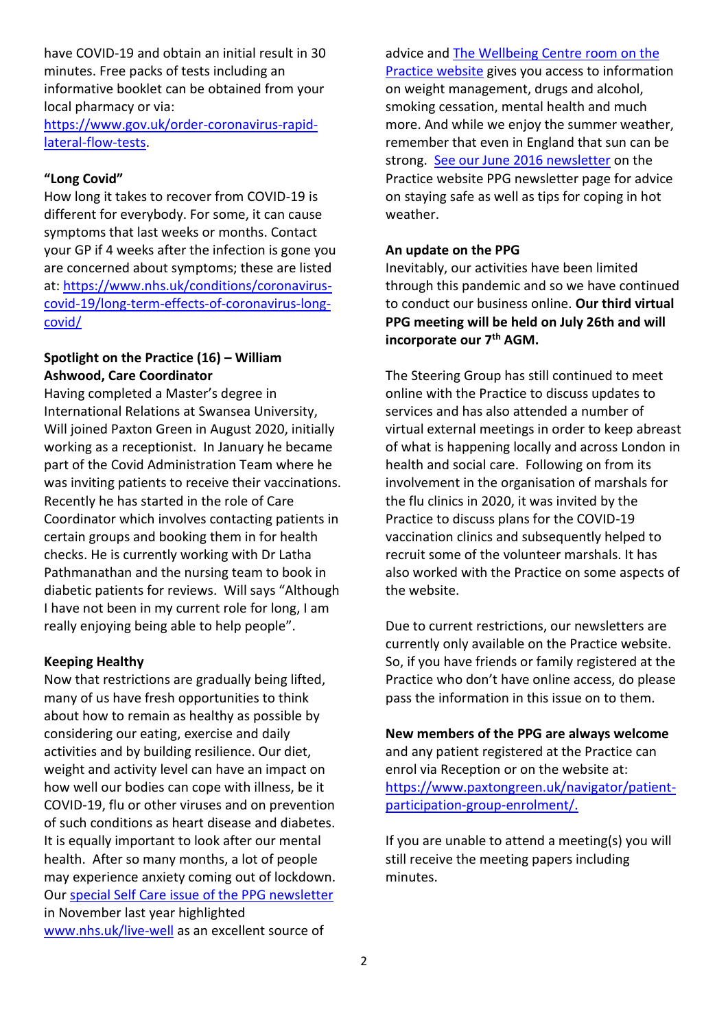have COVID-19 and obtain an initial result in 30 minutes. Free packs of tests including an informative booklet can be obtained from your local pharmacy or via: https://www.gov.uk/order-coronavirus-rapid-lateral-flow-tests.

**"Long Covid"**

How long it takes to recover from COVID-19 is different for everybody. For some, it can cause symptoms that last weeks or months. Contact your GP if 4 weeks after the infection is gone you are concerned about symptoms; these are listed at: https://www.nhs.uk/conditions/coronavirus-covid-19/long-term-effects-of-coronavirus-long-covid/

**Spotlight on the Practice (16) – William Ashwood, Care Coordinator**

Having completed a Master's degree in International Relations at Swansea University, Will joined Paxton Green in August 2020, initially working as a receptionist. In January he became part of the Covid Administration Team where he was inviting patients to receive their vaccinations. Recently he has started in the role of Care Coordinator which involves contacting patients in certain groups and booking them in for health checks. He is currently working with Dr Latha Pathmanathan and the nursing team to book in diabetic patients for reviews. Will says "Although I have not been in my current role for long, I am really enjoying being able to help people".

**Keeping Healthy**

Now that restrictions are gradually being lifted, many of us have fresh opportunities to think about how to remain as healthy as possible by considering our eating, exercise and daily activities and by building resilience. Our diet, weight and activity level can have an impact on how well our bodies can cope with illness, be it COVID-19, flu or other viruses and on prevention of such conditions as heart disease and diabetes. It is equally important to look after our mental health. After so many months, a lot of people may experience anxiety coming out of lockdown. Our special Self Care issue of the PPG newsletter in November last year highlighted www.nhs.uk/live-well as an excellent source of advice and The Wellbeing Centre room on the Practice website gives you access to information on weight management, drugs and alcohol, smoking cessation, mental health and much more. And while we enjoy the summer weather, remember that even in England that sun can be strong. See our June 2016 newsletter on the Practice website PPG newsletter page for advice on staying safe as well as tips for coping in hot weather.

**An update on the PPG**

Inevitably, our activities have been limited through this pandemic and so we have continued to conduct our business online. **Our third virtual PPG meeting will be held on July 26th and will incorporate our 7th AGM.**

The Steering Group has still continued to meet online with the Practice to discuss updates to services and has also attended a number of virtual external meetings in order to keep abreast of what is happening locally and across London in health and social care. Following on from its involvement in the organisation of marshals for the flu clinics in 2020, it was invited by the Practice to discuss plans for the COVID-19 vaccination clinics and subsequently helped to recruit some of the volunteer marshals. It has also worked with the Practice on some aspects of the website.

Due to current restrictions, our newsletters are currently only available on the Practice website. So, if you have friends or family registered at the Practice who don't have online access, do please pass the information in this issue on to them.

**New members of the PPG are always welcome** and any patient registered at the Practice can enrol via Reception or on the website at: https://www.paxtongreen.uk/navigator/patient-participation-group-enrolment/.

If you are unable to attend a meeting(s) you will still receive the meeting papers including minutes.